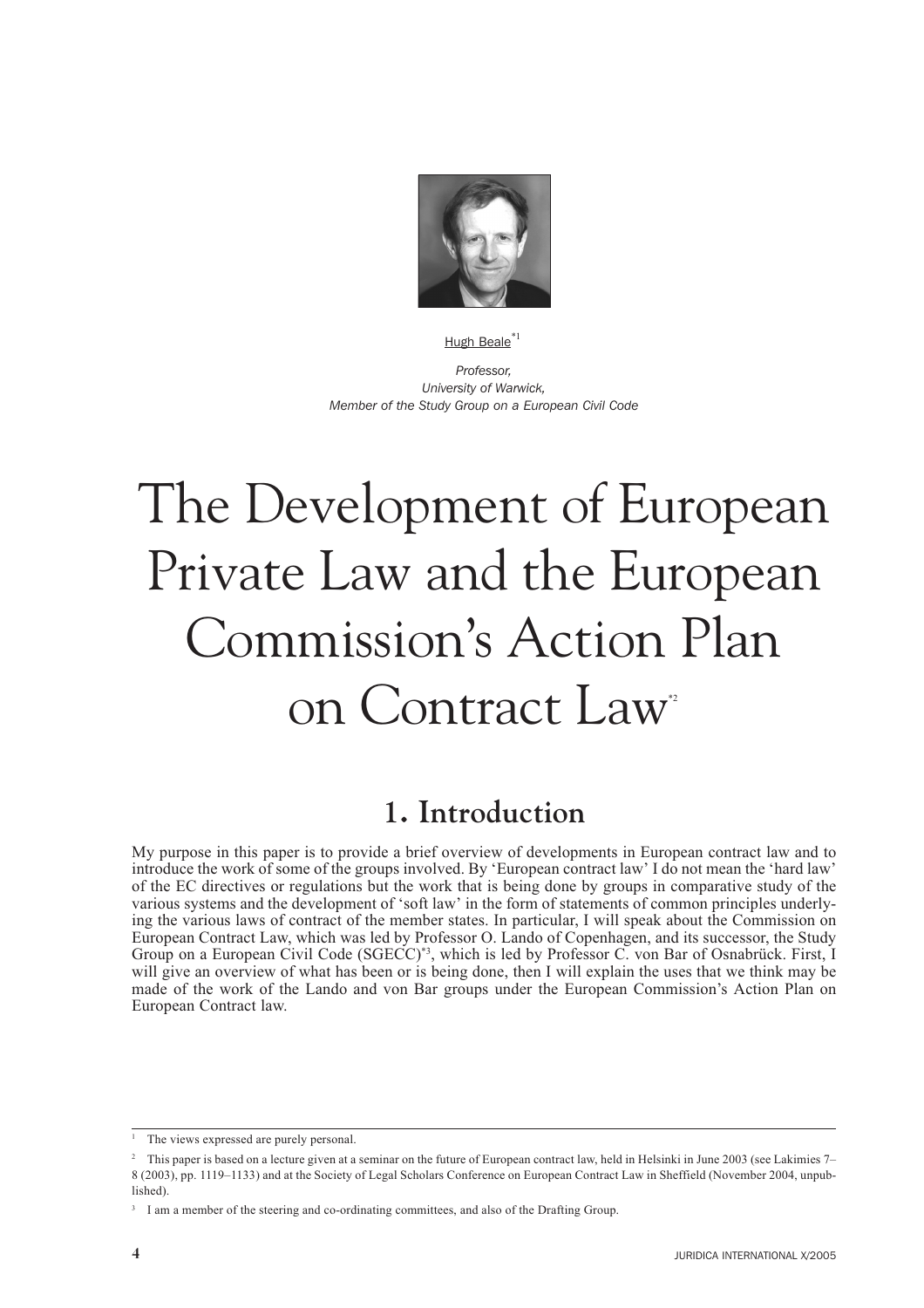Hugh Beale[*1]

*Professor,*
*University of Warwick,*
*Member of the Study Group on a European Civil Code*

# The Development of European Private Law and the European Commission's Action Plan on Contract Law[*2]

## 1. Introduction

My purpose in this paper is to provide a brief overview of developments in European contract law and to introduce the work of some of the groups involved. By 'European contract law' I do not mean the 'hard law' of the EC directives or regulations but the work that is being done by groups in comparative study of the various systems and the development of 'soft law' in the form of statements of common principles underlying the various laws of contract of the member states. In particular, I will speak about the Commission on European Contract Law, which was led by Professor O. Lando of Copenhagen, and its successor, the Study Group on a European Civil Code (SGECC)[*3], which is led by Professor C. von Bar of Osnabrück. First, I will give an overview of what has been or is being done, then I will explain the uses that we think may be made of the work of the Lando and von Bar groups under the European Commission's Action Plan on European Contract law.

---

[1] The views expressed are purely personal.

[2] This paper is based on a lecture given at a seminar on the future of European contract law, held in Helsinki in June 2003 (see Lakimies 7–8 (2003), pp. 1119–1133) and at the Society of Legal Scholars Conference on European Contract Law in Sheffield (November 2004, unpublished).

[3] I am a member of the steering and co-ordinating committees, and also of the Drafting Group.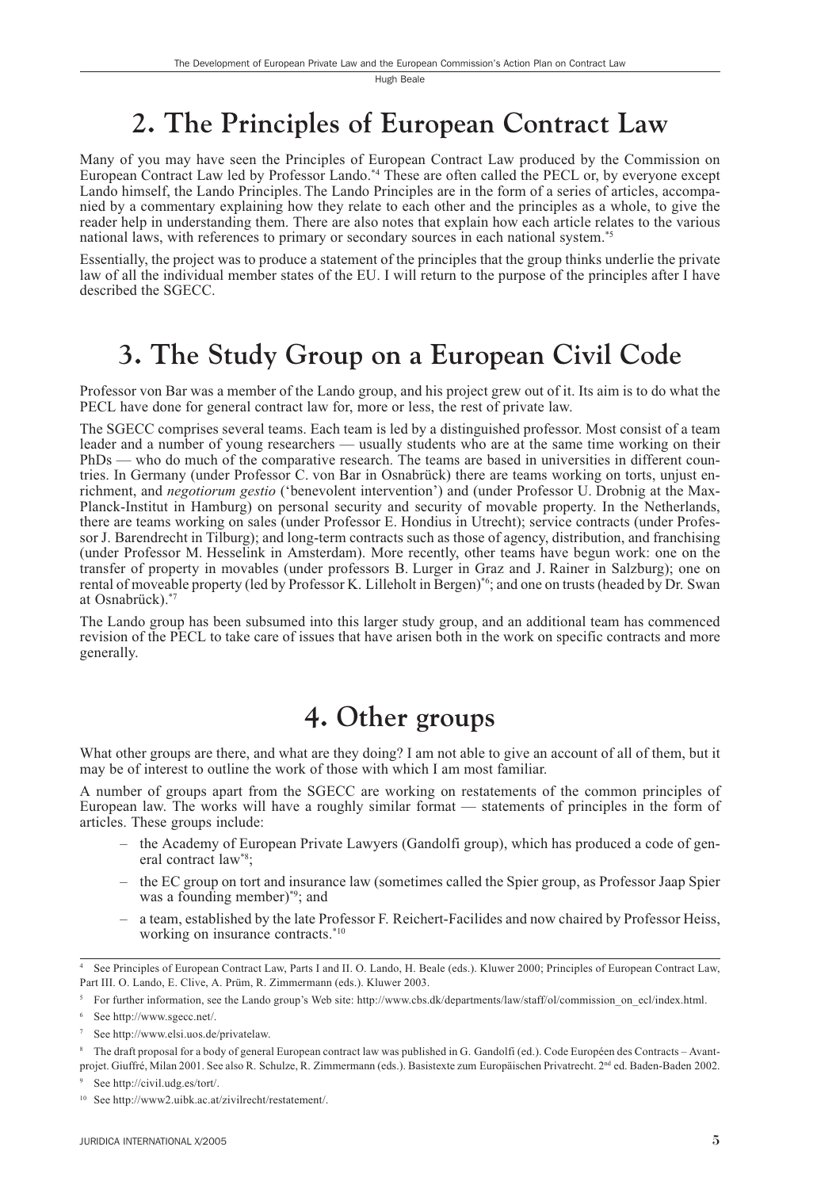## 2. The Principles of European Contract Law

Many of you may have seen the Principles of European Contract Law produced by the Commission on European Contract Law led by Professor Lando.[*4] These are often called the PECL or, by everyone except Lando himself, the Lando Principles. The Lando Principles are in the form of a series of articles, accompanied by a commentary explaining how they relate to each other and the principles as a whole, to give the reader help in understanding them. There are also notes that explain how each article relates to the various national laws, with references to primary or secondary sources in each national system.[*5]

Essentially, the project was to produce a statement of the principles that the group thinks underlie the private law of all the individual member states of the EU. I will return to the purpose of the principles after I have described the SGECC.

## 3. The Study Group on a European Civil Code

Professor von Bar was a member of the Lando group, and his project grew out of it. Its aim is to do what the PECL have done for general contract law for, more or less, the rest of private law.

The SGECC comprises several teams. Each team is led by a distinguished professor. Most consist of a team leader and a number of young researchers — usually students who are at the same time working on their PhDs — who do much of the comparative research. The teams are based in universities in different countries. In Germany (under Professor C. von Bar in Osnabrück) there are teams working on torts, unjust enrichment, and *negotiorum gestio* ('benevolent intervention') and (under Professor U. Drobnig at the Max-Planck-Institut in Hamburg) on personal security and security of movable property. In the Netherlands, there are teams working on sales (under Professor E. Hondius in Utrecht); service contracts (under Professor J. Barendrecht in Tilburg); and long-term contracts such as those of agency, distribution, and franchising (under Professor M. Hesselink in Amsterdam). More recently, other teams have begun work: one on the transfer of property in movables (under professors B. Lurger in Graz and J. Rainer in Salzburg); one on rental of moveable property (led by Professor K. Lilleholt in Bergen)[*6]; and one on trusts (headed by Dr. Swan at Osnabrück).[*7]

The Lando group has been subsumed into this larger study group, and an additional team has commenced revision of the PECL to take care of issues that have arisen both in the work on specific contracts and more generally.

## 4. Other groups

What other groups are there, and what are they doing? I am not able to give an account of all of them, but it may be of interest to outline the work of those with which I am most familiar.

A number of groups apart from the SGECC are working on restatements of the common principles of European law. The works will have a roughly similar format — statements of principles in the form of articles. These groups include:

- the Academy of European Private Lawyers (Gandolfi group), which has produced a code of general contract law[*8];
- the EC group on tort and insurance law (sometimes called the Spier group, as Professor Jaap Spier was a founding member)[*9]; and
- a team, established by the late Professor F. Reichert-Facilides and now chaired by Professor Heiss, working on insurance contracts.[*10]

---

[4] See Principles of European Contract Law, Parts I and II. O. Lando, H. Beale (eds.). Kluwer 2000; Principles of European Contract Law, Part III. O. Lando, E. Clive, A. Prüm, R. Zimmermann (eds.). Kluwer 2003.

[5] For further information, see the Lando group's Web site: http://www.cbs.dk/departments/law/staff/ol/commission_on_ecl/index.html.

[6] See http://www.sgecc.net/.

[7] See http://www.elsi.uos.de/privatelaw.

[8] The draft proposal for a body of general European contract law was published in G. Gandolfi (ed.). Code Européen des Contracts – Avant-projet. Giuffré, Milan 2001. See also R. Schulze, R. Zimmermann (eds.). Basistexte zum Europäischen Privatrecht. 2nd ed. Baden-Baden 2002.

[9] See http://civil.udg.es/tort/.

[10] See http://www2.uibk.ac.at/zivilrecht/restatement/.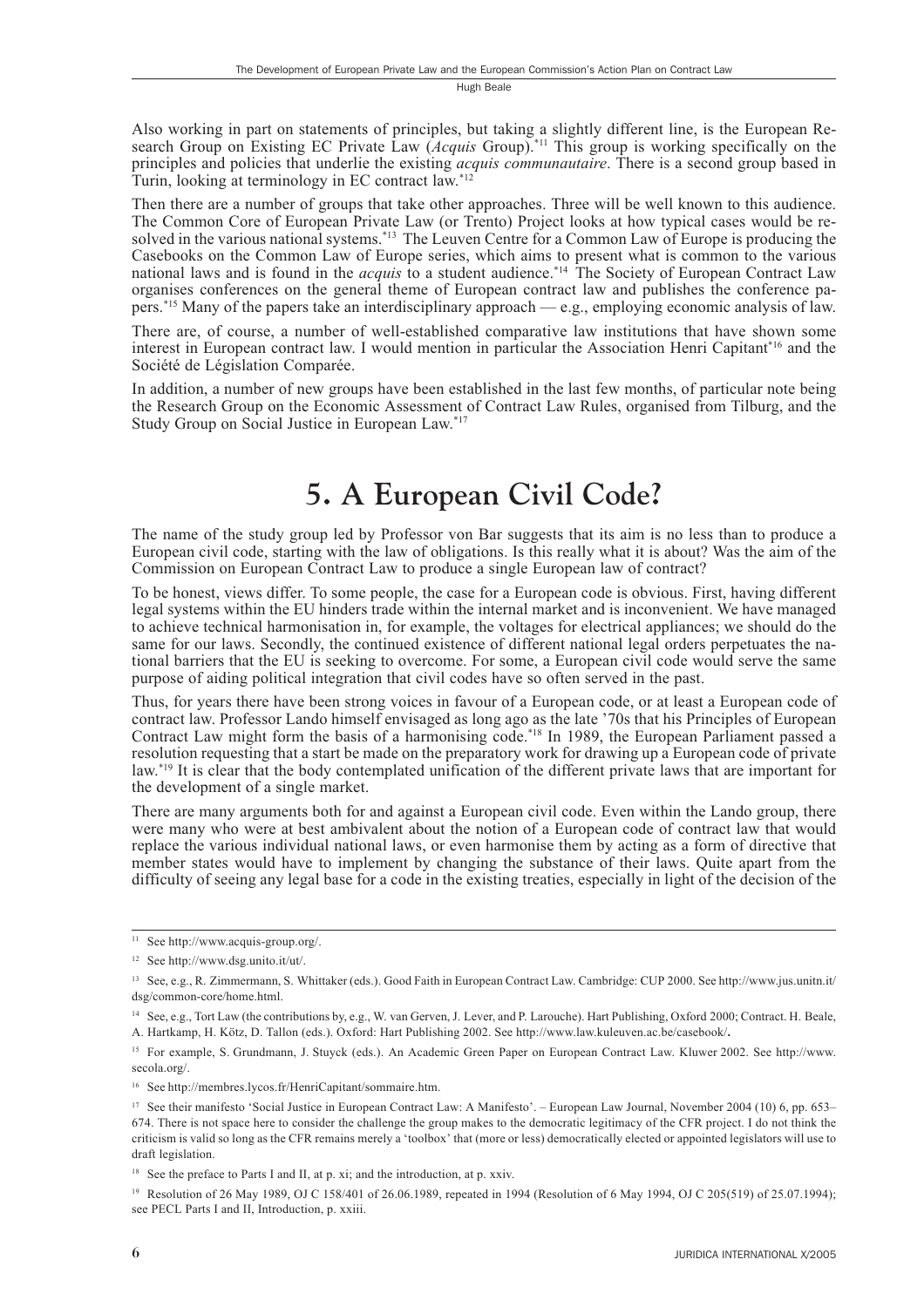Also working in part on statements of principles, but taking a slightly different line, is the European Research Group on Existing EC Private Law (*Acquis* Group).[*11] This group is working specifically on the principles and policies that underlie the existing *acquis communautaire*. There is a second group based in Turin, looking at terminology in EC contract law.[*12]

Then there are a number of groups that take other approaches. Three will be well known to this audience. The Common Core of European Private Law (or Trento) Project looks at how typical cases would be resolved in the various national systems.[*13] The Leuven Centre for a Common Law of Europe is producing the Casebooks on the Common Law of Europe series, which aims to present what is common to the various national laws and is found in the *acquis* to a student audience.[*14] The Society of European Contract Law organises conferences on the general theme of European contract law and publishes the conference papers.[*15] Many of the papers take an interdisciplinary approach — e.g., employing economic analysis of law.

There are, of course, a number of well-established comparative law institutions that have shown some interest in European contract law. I would mention in particular the Association Henri Capitant[*16] and the Société de Législation Comparée.

In addition, a number of new groups have been established in the last few months, of particular note being the Research Group on the Economic Assessment of Contract Law Rules, organised from Tilburg, and the Study Group on Social Justice in European Law.[*17]

# 5. A European Civil Code?

The name of the study group led by Professor von Bar suggests that its aim is no less than to produce a European civil code, starting with the law of obligations. Is this really what it is about? Was the aim of the Commission on European Contract Law to produce a single European law of contract?

To be honest, views differ. To some people, the case for a European code is obvious. First, having different legal systems within the EU hinders trade within the internal market and is inconvenient. We have managed to achieve technical harmonisation in, for example, the voltages for electrical appliances; we should do the same for our laws. Secondly, the continued existence of different national legal orders perpetuates the national barriers that the EU is seeking to overcome. For some, a European civil code would serve the same purpose of aiding political integration that civil codes have so often served in the past.

Thus, for years there have been strong voices in favour of a European code, or at least a European code of contract law. Professor Lando himself envisaged as long ago as the late '70s that his Principles of European Contract Law might form the basis of a harmonising code.[*18] In 1989, the European Parliament passed a resolution requesting that a start be made on the preparatory work for drawing up a European code of private law.[*19] It is clear that the body contemplated unification of the different private laws that are important for the development of a single market.

There are many arguments both for and against a European civil code. Even within the Lando group, there were many who were at best ambivalent about the notion of a European code of contract law that would replace the various individual national laws, or even harmonise them by acting as a form of directive that member states would have to implement by changing the substance of their laws. Quite apart from the difficulty of seeing any legal base for a code in the existing treaties, especially in light of the decision of the

---

[11] See http://www.acquis-group.org/.

[12] See http://www.dsg.unito.it/ut/.

[13] See, e.g., R. Zimmermann, S. Whittaker (eds.). Good Faith in European Contract Law. Cambridge: CUP 2000. See http://www.jus.unitn.it/dsg/common-core/home.html.

[14] See, e.g., Tort Law (the contributions by, e.g., W. van Gerven, J. Lever, and P. Larouche). Hart Publishing, Oxford 2000; Contract. H. Beale, A. Hartkamp, H. Kötz, D. Tallon (eds.). Oxford: Hart Publishing 2002. See http://www.law.kuleuven.ac.be/casebook/.

[15] For example, S. Grundmann, J. Stuyck (eds.). An Academic Green Paper on European Contract Law. Kluwer 2002. See http://www.secola.org/.

[16] See http://membres.lycos.fr/HenriCapitant/sommaire.htm.

[17] See their manifesto 'Social Justice in European Contract Law: A Manifesto'. – European Law Journal, November 2004 (10) 6, pp. 653–674. There is not space here to consider the challenge the group makes to the democratic legitimacy of the CFR project. I do not think the criticism is valid so long as the CFR remains merely a 'toolbox' that (more or less) democratically elected or appointed legislators will use to draft legislation.

[18] See the preface to Parts I and II, at p. xi; and the introduction, at p. xxiv.

[19] Resolution of 26 May 1989, OJ C 158/401 of 26.06.1989, repeated in 1994 (Resolution of 6 May 1994, OJ C 205(519) of 25.07.1994); see PECL Parts I and II, Introduction, p. xxiii.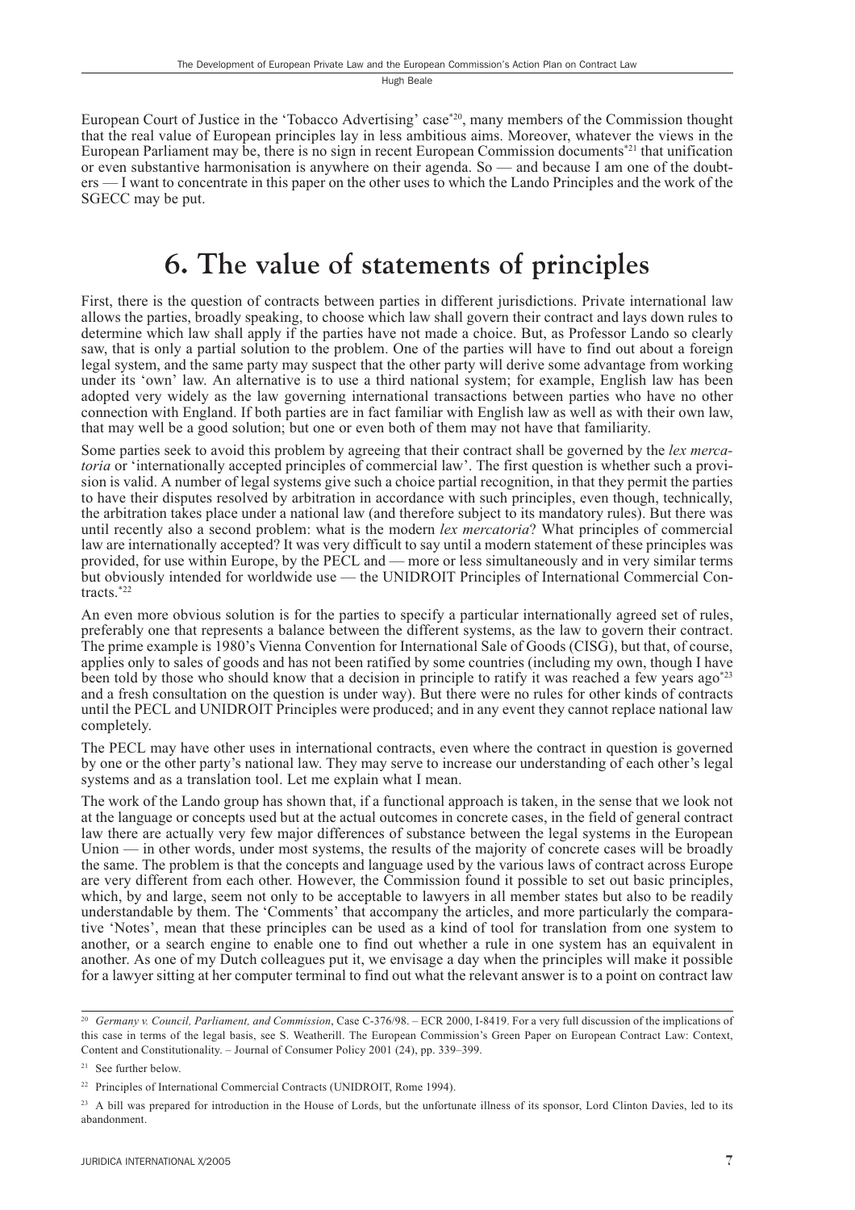European Court of Justice in the 'Tobacco Advertising' case[20], many members of the Commission thought that the real value of European principles lay in less ambitious aims. Moreover, whatever the views in the European Parliament may be, there is no sign in recent European Commission documents[21] that unification or even substantive harmonisation is anywhere on their agenda. So — and because I am one of the doubters — I want to concentrate in this paper on the other uses to which the Lando Principles and the work of the SGECC may be put.

# 6. The value of statements of principles

First, there is the question of contracts between parties in different jurisdictions. Private international law allows the parties, broadly speaking, to choose which law shall govern their contract and lays down rules to determine which law shall apply if the parties have not made a choice. But, as Professor Lando so clearly saw, that is only a partial solution to the problem. One of the parties will have to find out about a foreign legal system, and the same party may suspect that the other party will derive some advantage from working under its 'own' law. An alternative is to use a third national system; for example, English law has been adopted very widely as the law governing international transactions between parties who have no other connection with England. If both parties are in fact familiar with English law as well as with their own law, that may well be a good solution; but one or even both of them may not have that familiarity.

Some parties seek to avoid this problem by agreeing that their contract shall be governed by the *lex mercatoria* or 'internationally accepted principles of commercial law'. The first question is whether such a provision is valid. A number of legal systems give such a choice partial recognition, in that they permit the parties to have their disputes resolved by arbitration in accordance with such principles, even though, technically, the arbitration takes place under a national law (and therefore subject to its mandatory rules). But there was until recently also a second problem: what is the modern *lex mercatoria*? What principles of commercial law are internationally accepted? It was very difficult to say until a modern statement of these principles was provided, for use within Europe, by the PECL and — more or less simultaneously and in very similar terms but obviously intended for worldwide use — the UNIDROIT Principles of International Commercial Contracts.[22]

An even more obvious solution is for the parties to specify a particular internationally agreed set of rules, preferably one that represents a balance between the different systems, as the law to govern their contract. The prime example is 1980's Vienna Convention for International Sale of Goods (CISG), but that, of course, applies only to sales of goods and has not been ratified by some countries (including my own, though I have been told by those who should know that a decision in principle to ratify it was reached a few years ago[23] and a fresh consultation on the question is under way). But there were no rules for other kinds of contracts until the PECL and UNIDROIT Principles were produced; and in any event they cannot replace national law completely.

The PECL may have other uses in international contracts, even where the contract in question is governed by one or the other party's national law. They may serve to increase our understanding of each other's legal systems and as a translation tool. Let me explain what I mean.

The work of the Lando group has shown that, if a functional approach is taken, in the sense that we look not at the language or concepts used but at the actual outcomes in concrete cases, in the field of general contract law there are actually very few major differences of substance between the legal systems in the European Union — in other words, under most systems, the results of the majority of concrete cases will be broadly the same. The problem is that the concepts and language used by the various laws of contract across Europe are very different from each other. However, the Commission found it possible to set out basic principles, which, by and large, seem not only to be acceptable to lawyers in all member states but also to be readily understandable by them. The 'Comments' that accompany the articles, and more particularly the comparative 'Notes', mean that these principles can be used as a kind of tool for translation from one system to another, or a search engine to enable one to find out whether a rule in one system has an equivalent in another. As one of my Dutch colleagues put it, we envisage a day when the principles will make it possible for a lawyer sitting at her computer terminal to find out what the relevant answer is to a point on contract law

---

[20] *Germany v. Council, Parliament, and Commission*, Case C-376/98. – ECR 2000, I-8419. For a very full discussion of the implications of this case in terms of the legal basis, see S. Weatherill. The European Commission's Green Paper on European Contract Law: Context, Content and Constitutionality. – Journal of Consumer Policy 2001 (24), pp. 339–399.

[21] See further below.

[22] Principles of International Commercial Contracts (UNIDROIT, Rome 1994).

[23] A bill was prepared for introduction in the House of Lords, but the unfortunate illness of its sponsor, Lord Clinton Davies, led to its abandonment.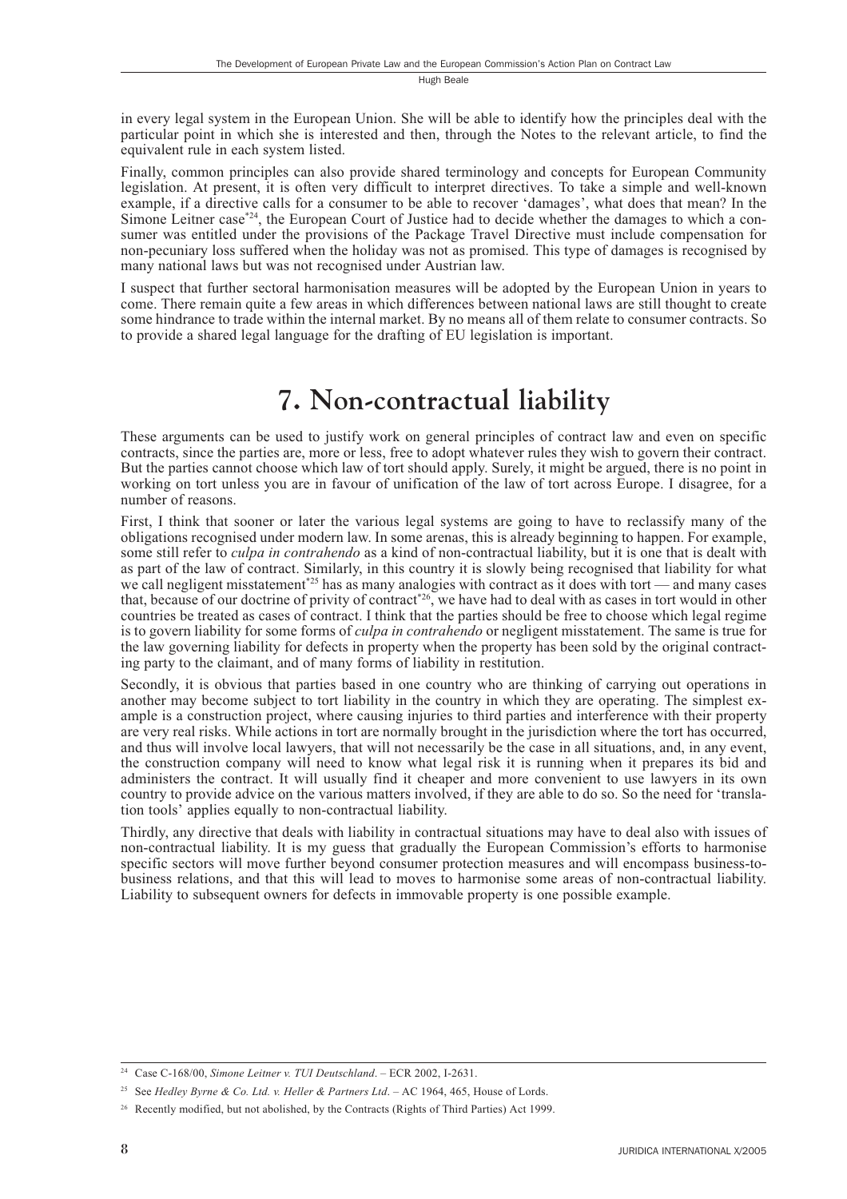in every legal system in the European Union. She will be able to identify how the principles deal with the particular point in which she is interested and then, through the Notes to the relevant article, to find the equivalent rule in each system listed.

Finally, common principles can also provide shared terminology and concepts for European Community legislation. At present, it is often very difficult to interpret directives. To take a simple and well-known example, if a directive calls for a consumer to be able to recover 'damages', what does that mean? In the Simone Leitner case[*24], the European Court of Justice had to decide whether the damages to which a consumer was entitled under the provisions of the Package Travel Directive must include compensation for non-pecuniary loss suffered when the holiday was not as promised. This type of damages is recognised by many national laws but was not recognised under Austrian law.

I suspect that further sectoral harmonisation measures will be adopted by the European Union in years to come. There remain quite a few areas in which differences between national laws are still thought to create some hindrance to trade within the internal market. By no means all of them relate to consumer contracts. So to provide a shared legal language for the drafting of EU legislation is important.

# 7. Non-contractual liability

These arguments can be used to justify work on general principles of contract law and even on specific contracts, since the parties are, more or less, free to adopt whatever rules they wish to govern their contract. But the parties cannot choose which law of tort should apply. Surely, it might be argued, there is no point in working on tort unless you are in favour of unification of the law of tort across Europe. I disagree, for a number of reasons.

First, I think that sooner or later the various legal systems are going to have to reclassify many of the obligations recognised under modern law. In some arenas, this is already beginning to happen. For example, some still refer to *culpa in contrahendo* as a kind of non-contractual liability, but it is one that is dealt with as part of the law of contract. Similarly, in this country it is slowly being recognised that liability for what we call negligent misstatement[*25] has as many analogies with contract as it does with tort — and many cases that, because of our doctrine of privity of contract[*26], we have had to deal with as cases in tort would in other countries be treated as cases of contract. I think that the parties should be free to choose which legal regime is to govern liability for some forms of *culpa in contrahendo* or negligent misstatement. The same is true for the law governing liability for defects in property when the property has been sold by the original contracting party to the claimant, and of many forms of liability in restitution.

Secondly, it is obvious that parties based in one country who are thinking of carrying out operations in another may become subject to tort liability in the country in which they are operating. The simplest example is a construction project, where causing injuries to third parties and interference with their property are very real risks. While actions in tort are normally brought in the jurisdiction where the tort has occurred, and thus will involve local lawyers, that will not necessarily be the case in all situations, and, in any event, the construction company will need to know what legal risk it is running when it prepares its bid and administers the contract. It will usually find it cheaper and more convenient to use lawyers in its own country to provide advice on the various matters involved, if they are able to do so. So the need for 'translation tools' applies equally to non-contractual liability.

Thirdly, any directive that deals with liability in contractual situations may have to deal also with issues of non-contractual liability. It is my guess that gradually the European Commission's efforts to harmonise specific sectors will move further beyond consumer protection measures and will encompass business-to-business relations, and that this will lead to moves to harmonise some areas of non-contractual liability. Liability to subsequent owners for defects in immovable property is one possible example.

---

[24] Case C-168/00, *Simone Leitner v. TUI Deutschland*. – ECR 2002, I-2631.

[25] See *Hedley Byrne & Co. Ltd. v. Heller & Partners Ltd*. – AC 1964, 465, House of Lords.

[26] Recently modified, but not abolished, by the Contracts (Rights of Third Parties) Act 1999.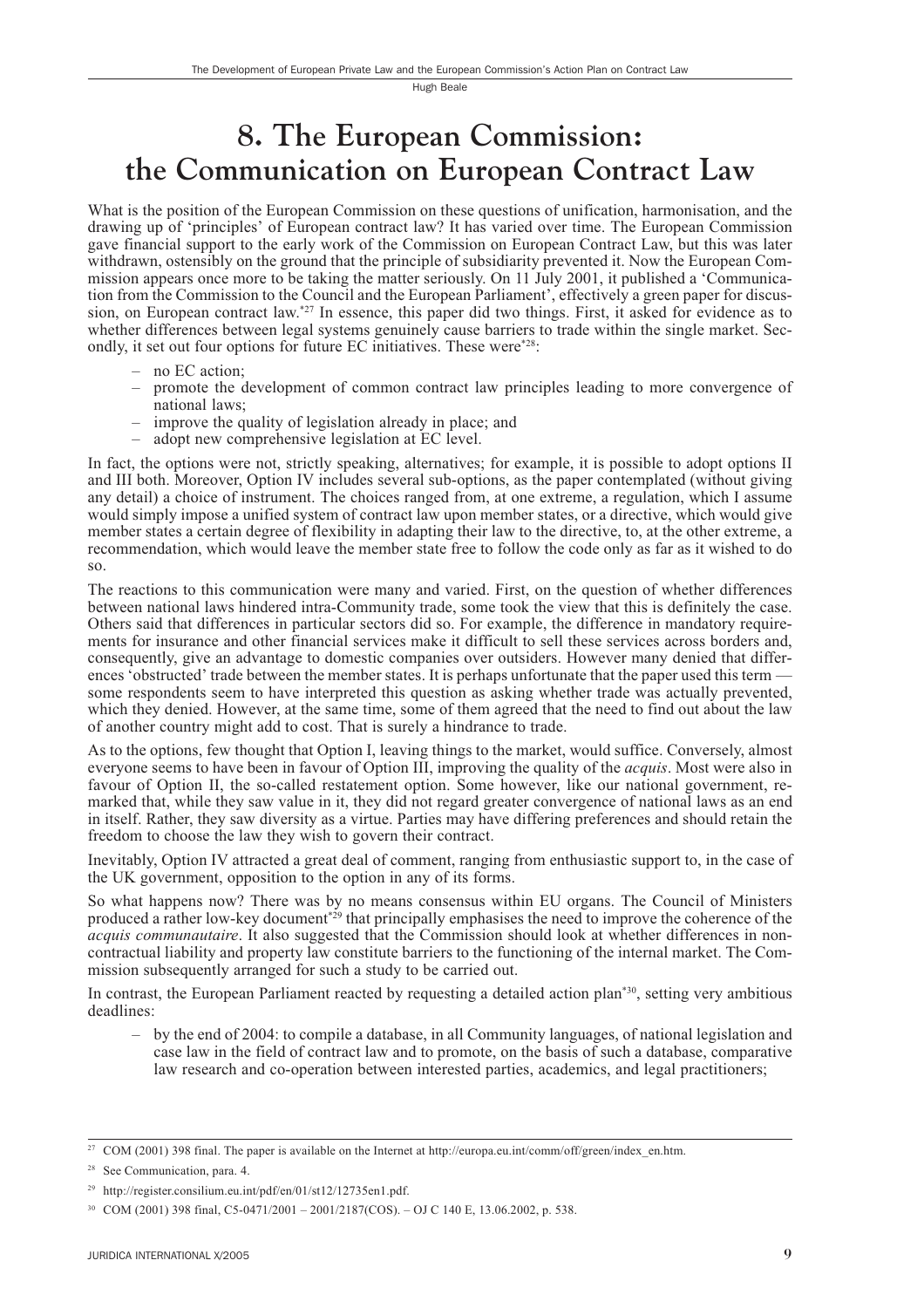# 8. The European Commission: the Communication on European Contract Law

What is the position of the European Commission on these questions of unification, harmonisation, and the drawing up of 'principles' of European contract law? It has varied over time. The European Commission gave financial support to the early work of the Commission on European Contract Law, but this was later withdrawn, ostensibly on the ground that the principle of subsidiarity prevented it. Now the European Commission appears once more to be taking the matter seriously. On 11 July 2001, it published a 'Communication from the Commission to the Council and the European Parliament', effectively a green paper for discussion, on European contract law.[*27] In essence, this paper did two things. First, it asked for evidence as to whether differences between legal systems genuinely cause barriers to trade within the single market. Secondly, it set out four options for future EC initiatives. These were[*28]:

- no EC action;
- promote the development of common contract law principles leading to more convergence of national laws;
- improve the quality of legislation already in place; and
- adopt new comprehensive legislation at EC level.

In fact, the options were not, strictly speaking, alternatives; for example, it is possible to adopt options II and III both. Moreover, Option IV includes several sub-options, as the paper contemplated (without giving any detail) a choice of instrument. The choices ranged from, at one extreme, a regulation, which I assume would simply impose a unified system of contract law upon member states, or a directive, which would give member states a certain degree of flexibility in adapting their law to the directive, to, at the other extreme, a recommendation, which would leave the member state free to follow the code only as far as it wished to do so.

The reactions to this communication were many and varied. First, on the question of whether differences between national laws hindered intra-Community trade, some took the view that this is definitely the case. Others said that differences in particular sectors did so. For example, the difference in mandatory requirements for insurance and other financial services make it difficult to sell these services across borders and, consequently, give an advantage to domestic companies over outsiders. However many denied that differences 'obstructed' trade between the member states. It is perhaps unfortunate that the paper used this term — some respondents seem to have interpreted this question as asking whether trade was actually prevented, which they denied. However, at the same time, some of them agreed that the need to find out about the law of another country might add to cost. That is surely a hindrance to trade.

As to the options, few thought that Option I, leaving things to the market, would suffice. Conversely, almost everyone seems to have been in favour of Option III, improving the quality of the *acquis*. Most were also in favour of Option II, the so-called restatement option. Some however, like our national government, remarked that, while they saw value in it, they did not regard greater convergence of national laws as an end in itself. Rather, they saw diversity as a virtue. Parties may have differing preferences and should retain the freedom to choose the law they wish to govern their contract.

Inevitably, Option IV attracted a great deal of comment, ranging from enthusiastic support to, in the case of the UK government, opposition to the option in any of its forms.

So what happens now? There was by no means consensus within EU organs. The Council of Ministers produced a rather low-key document[*29] that principally emphasises the need to improve the coherence of the *acquis communautaire*. It also suggested that the Commission should look at whether differences in non-contractual liability and property law constitute barriers to the functioning of the internal market. The Commission subsequently arranged for such a study to be carried out.

In contrast, the European Parliament reacted by requesting a detailed action plan[*30], setting very ambitious deadlines:

- by the end of 2004: to compile a database, in all Community languages, of national legislation and case law in the field of contract law and to promote, on the basis of such a database, comparative law research and co-operation between interested parties, academics, and legal practitioners;

---

[27] COM (2001) 398 final. The paper is available on the Internet at http://europa.eu.int/comm/off/green/index_en.htm.

[28] See Communication, para. 4.

[29] http://register.consilium.eu.int/pdf/en/01/st12/12735en1.pdf.

[30] COM (2001) 398 final, C5-0471/2001 – 2001/2187(COS). – OJ C 140 E, 13.06.2002, p. 538.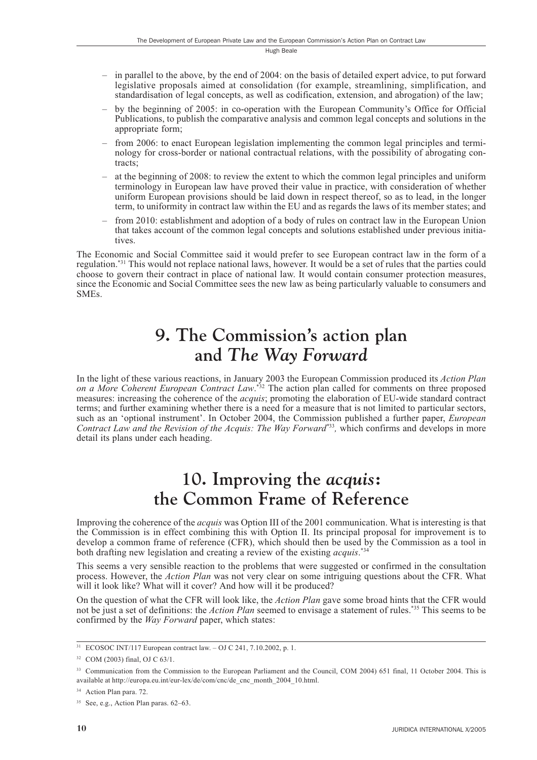- in parallel to the above, by the end of 2004: on the basis of detailed expert advice, to put forward legislative proposals aimed at consolidation (for example, streamlining, simplification, and standardisation of legal concepts, as well as codification, extension, and abrogation) of the law;
- by the beginning of 2005: in co-operation with the European Community's Office for Official Publications, to publish the comparative analysis and common legal concepts and solutions in the appropriate form;
- from 2006: to enact European legislation implementing the common legal principles and terminology for cross-border or national contractual relations, with the possibility of abrogating contracts;
- at the beginning of 2008: to review the extent to which the common legal principles and uniform terminology in European law have proved their value in practice, with consideration of whether uniform European provisions should be laid down in respect thereof, so as to lead, in the longer term, to uniformity in contract law within the EU and as regards the laws of its member states; and
- from 2010: establishment and adoption of a body of rules on contract law in the European Union that takes account of the common legal concepts and solutions established under previous initiatives.

The Economic and Social Committee said it would prefer to see European contract law in the form of a regulation.*[31] This would not replace national laws, however. It would be a set of rules that the parties could choose to govern their contract in place of national law. It would contain consumer protection measures, since the Economic and Social Committee sees the new law as being particularly valuable to consumers and SMEs.

## 9. The Commission's action plan and *The Way Forward*

In the light of these various reactions, in January 2003 the European Commission produced its *Action Plan on a More Coherent European Contract Law*.*[32] The action plan called for comments on three proposed measures: increasing the coherence of the *acquis*; promoting the elaboration of EU-wide standard contract terms; and further examining whether there is a need for a measure that is not limited to particular sectors, such as an 'optional instrument'. In October 2004, the Commission published a further paper, *European Contract Law and the Revision of the Acquis: The Way Forward*\*[33], which confirms and develops in more detail its plans under each heading.

## 10. Improving the *acquis*: the Common Frame of Reference

Improving the coherence of the *acquis* was Option III of the 2001 communication. What is interesting is that the Commission is in effect combining this with Option II. Its principal proposal for improvement is to develop a common frame of reference (CFR), which should then be used by the Commission as a tool in both drafting new legislation and creating a review of the existing *acquis*.*[34]

This seems a very sensible reaction to the problems that were suggested or confirmed in the consultation process. However, the *Action Plan* was not very clear on some intriguing questions about the CFR. What will it look like? What will it cover? And how will it be produced?

On the question of what the CFR will look like, the *Action Plan* gave some broad hints that the CFR would not be just a set of definitions: the *Action Plan* seemed to envisage a statement of rules.*[35] This seems to be confirmed by the *Way Forward* paper, which states:

---

[31] ECOSOC INT/117 European contract law. – OJ C 241, 7.10.2002, p. 1.

[32] COM (2003) final, OJ C 63/1.

[33] Communication from the Commission to the European Parliament and the Council, COM 2004) 651 final, 11 October 2004. This is available at http://europa.eu.int/eur-lex/de/com/cnc/de_cnc_month_2004_10.html.

[34] Action Plan para. 72.

[35] See, e.g., Action Plan paras. 62–63.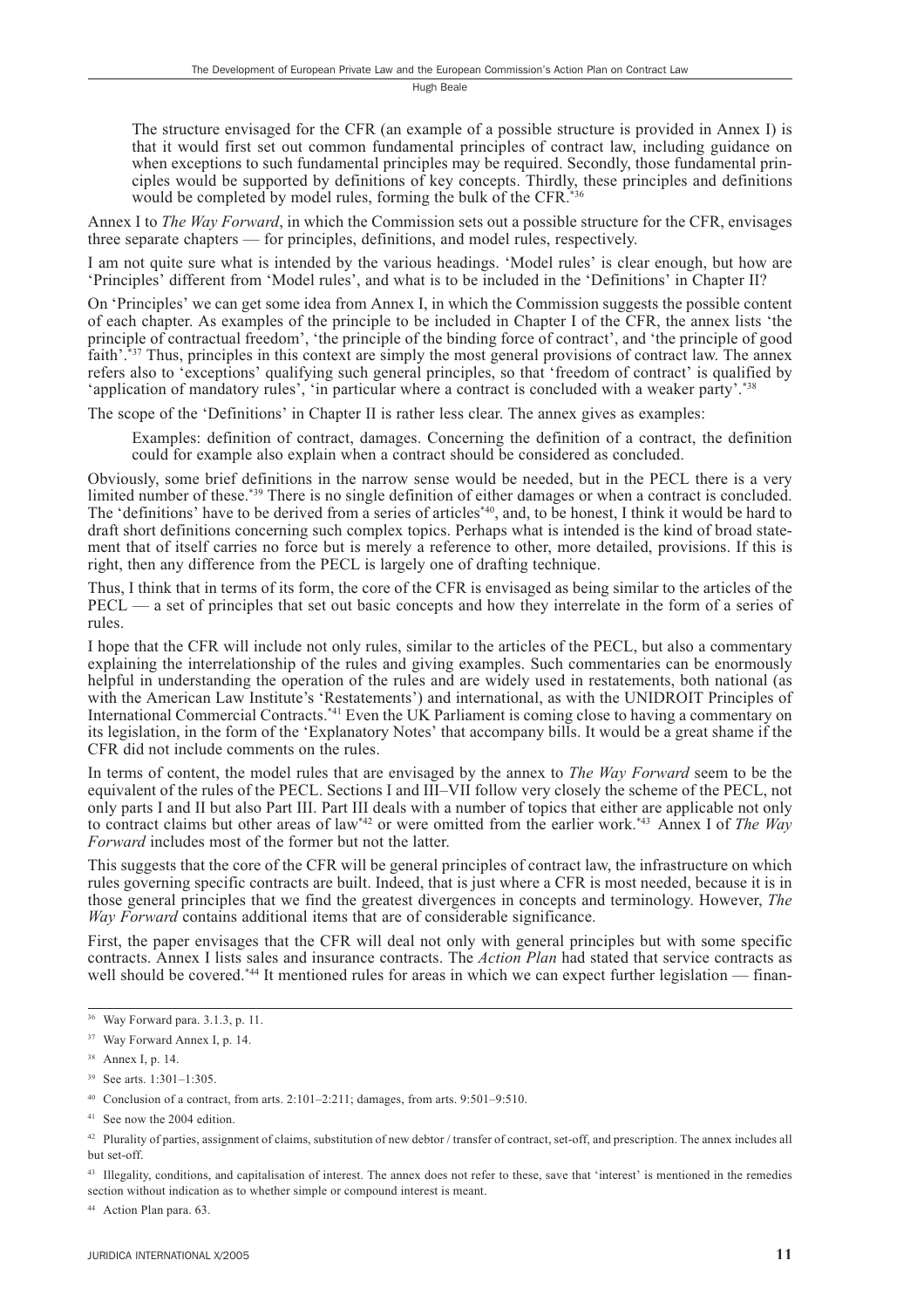The structure envisaged for the CFR (an example of a possible structure is provided in Annex I) is that it would first set out common fundamental principles of contract law, including guidance on when exceptions to such fundamental principles may be required. Secondly, those fundamental principles would be supported by definitions of key concepts. Thirdly, these principles and definitions would be completed by model rules, forming the bulk of the CFR.[36]

Annex I to *The Way Forward*, in which the Commission sets out a possible structure for the CFR, envisages three separate chapters — for principles, definitions, and model rules, respectively.

I am not quite sure what is intended by the various headings. 'Model rules' is clear enough, but how are 'Principles' different from 'Model rules', and what is to be included in the 'Definitions' in Chapter II?

On 'Principles' we can get some idea from Annex I, in which the Commission suggests the possible content of each chapter. As examples of the principle to be included in Chapter I of the CFR, the annex lists 'the principle of contractual freedom', 'the principle of the binding force of contract', and 'the principle of good faith'.[37] Thus, principles in this context are simply the most general provisions of contract law. The annex refers also to 'exceptions' qualifying such general principles, so that 'freedom of contract' is qualified by 'application of mandatory rules', 'in particular where a contract is concluded with a weaker party'.[38]

The scope of the 'Definitions' in Chapter II is rather less clear. The annex gives as examples:

> Examples: definition of contract, damages. Concerning the definition of a contract, the definition could for example also explain when a contract should be considered as concluded.

Obviously, some brief definitions in the narrow sense would be needed, but in the PECL there is a very limited number of these.[39] There is no single definition of either damages or when a contract is concluded. The 'definitions' have to be derived from a series of articles[40], and, to be honest, I think it would be hard to draft short definitions concerning such complex topics. Perhaps what is intended is the kind of broad statement that of itself carries no force but is merely a reference to other, more detailed, provisions. If this is right, then any difference from the PECL is largely one of drafting technique.

Thus, I think that in terms of its form, the core of the CFR is envisaged as being similar to the articles of the PECL — a set of principles that set out basic concepts and how they interrelate in the form of a series of rules.

I hope that the CFR will include not only rules, similar to the articles of the PECL, but also a commentary explaining the interrelationship of the rules and giving examples. Such commentaries can be enormously helpful in understanding the operation of the rules and are widely used in restatements, both national (as with the American Law Institute's 'Restatements') and international, as with the UNIDROIT Principles of International Commercial Contracts.[41] Even the UK Parliament is coming close to having a commentary on its legislation, in the form of the 'Explanatory Notes' that accompany bills. It would be a great shame if the CFR did not include comments on the rules.

In terms of content, the model rules that are envisaged by the annex to *The Way Forward* seem to be the equivalent of the rules of the PECL. Sections I and III–VII follow very closely the scheme of the PECL, not only parts I and II but also Part III. Part III deals with a number of topics that either are applicable not only to contract claims but other areas of law[42] or were omitted from the earlier work.[43] Annex I of *The Way Forward* includes most of the former but not the latter.

This suggests that the core of the CFR will be general principles of contract law, the infrastructure on which rules governing specific contracts are built. Indeed, that is just where a CFR is most needed, because it is in those general principles that we find the greatest divergences in concepts and terminology. However, *The Way Forward* contains additional items that are of considerable significance.

First, the paper envisages that the CFR will deal not only with general principles but with some specific contracts. Annex I lists sales and insurance contracts. The *Action Plan* had stated that service contracts as well should be covered.[44] It mentioned rules for areas in which we can expect further legislation — finan-

---

[36] Way Forward para. 3.1.3, p. 11.

[37] Way Forward Annex I, p. 14.

[38] Annex I, p. 14.

[39] See arts. 1:301–1:305.

[40] Conclusion of a contract, from arts. 2:101–2:211; damages, from arts. 9:501–9:510.

[41] See now the 2004 edition.

[42] Plurality of parties, assignment of claims, substitution of new debtor / transfer of contract, set-off, and prescription. The annex includes all but set-off.

[43] Illegality, conditions, and capitalisation of interest. The annex does not refer to these, save that 'interest' is mentioned in the remedies section without indication as to whether simple or compound interest is meant.

[44] Action Plan para. 63.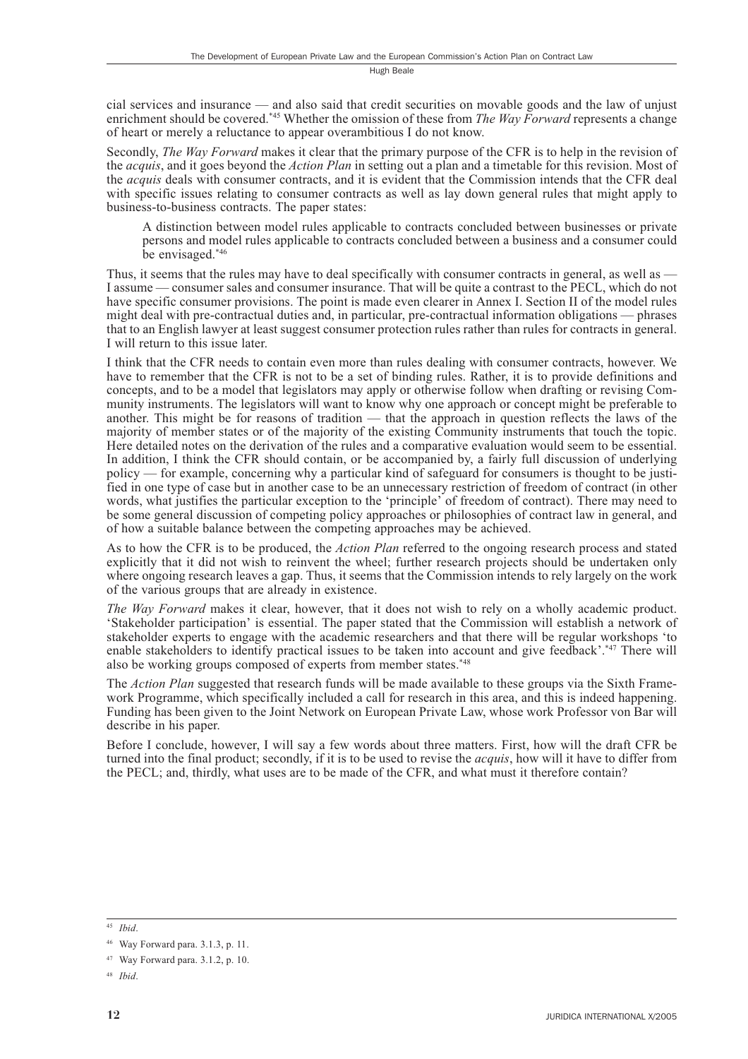cial services and insurance — and also said that credit securities on movable goods and the law of unjust enrichment should be covered.[*45] Whether the omission of these from *The Way Forward* represents a change of heart or merely a reluctance to appear overambitious I do not know.

Secondly, *The Way Forward* makes it clear that the primary purpose of the CFR is to help in the revision of the *acquis*, and it goes beyond the *Action Plan* in setting out a plan and a timetable for this revision. Most of the *acquis* deals with consumer contracts, and it is evident that the Commission intends that the CFR deal with specific issues relating to consumer contracts as well as lay down general rules that might apply to business-to-business contracts. The paper states:

> A distinction between model rules applicable to contracts concluded between businesses or private persons and model rules applicable to contracts concluded between a business and a consumer could be envisaged.[*46]

Thus, it seems that the rules may have to deal specifically with consumer contracts in general, as well as — I assume — consumer sales and consumer insurance. That will be quite a contrast to the PECL, which do not have specific consumer provisions. The point is made even clearer in Annex I. Section II of the model rules might deal with pre-contractual duties and, in particular, pre-contractual information obligations — phrases that to an English lawyer at least suggest consumer protection rules rather than rules for contracts in general. I will return to this issue later.

I think that the CFR needs to contain even more than rules dealing with consumer contracts, however. We have to remember that the CFR is not to be a set of binding rules. Rather, it is to provide definitions and concepts, and to be a model that legislators may apply or otherwise follow when drafting or revising Community instruments. The legislators will want to know why one approach or concept might be preferable to another. This might be for reasons of tradition — that the approach in question reflects the laws of the majority of member states or of the majority of the existing Community instruments that touch the topic. Here detailed notes on the derivation of the rules and a comparative evaluation would seem to be essential. In addition, I think the CFR should contain, or be accompanied by, a fairly full discussion of underlying policy — for example, concerning why a particular kind of safeguard for consumers is thought to be justified in one type of case but in another case to be an unnecessary restriction of freedom of contract (in other words, what justifies the particular exception to the 'principle' of freedom of contract). There may need to be some general discussion of competing policy approaches or philosophies of contract law in general, and of how a suitable balance between the competing approaches may be achieved.

As to how the CFR is to be produced, the *Action Plan* referred to the ongoing research process and stated explicitly that it did not wish to reinvent the wheel; further research projects should be undertaken only where ongoing research leaves a gap. Thus, it seems that the Commission intends to rely largely on the work of the various groups that are already in existence.

*The Way Forward* makes it clear, however, that it does not wish to rely on a wholly academic product. 'Stakeholder participation' is essential. The paper stated that the Commission will establish a network of stakeholder experts to engage with the academic researchers and that there will be regular workshops 'to enable stakeholders to identify practical issues to be taken into account and give feedback'.[*47] There will also be working groups composed of experts from member states.[*48]

The *Action Plan* suggested that research funds will be made available to these groups via the Sixth Framework Programme, which specifically included a call for research in this area, and this is indeed happening. Funding has been given to the Joint Network on European Private Law, whose work Professor von Bar will describe in his paper.

Before I conclude, however, I will say a few words about three matters. First, how will the draft CFR be turned into the final product; secondly, if it is to be used to revise the *acquis*, how will it have to differ from the PECL; and, thirdly, what uses are to be made of the CFR, and what must it therefore contain?

---

[45] *Ibid*.

[46] Way Forward para. 3.1.3, p. 11.

[47] Way Forward para. 3.1.2, p. 10.

[48] *Ibid*.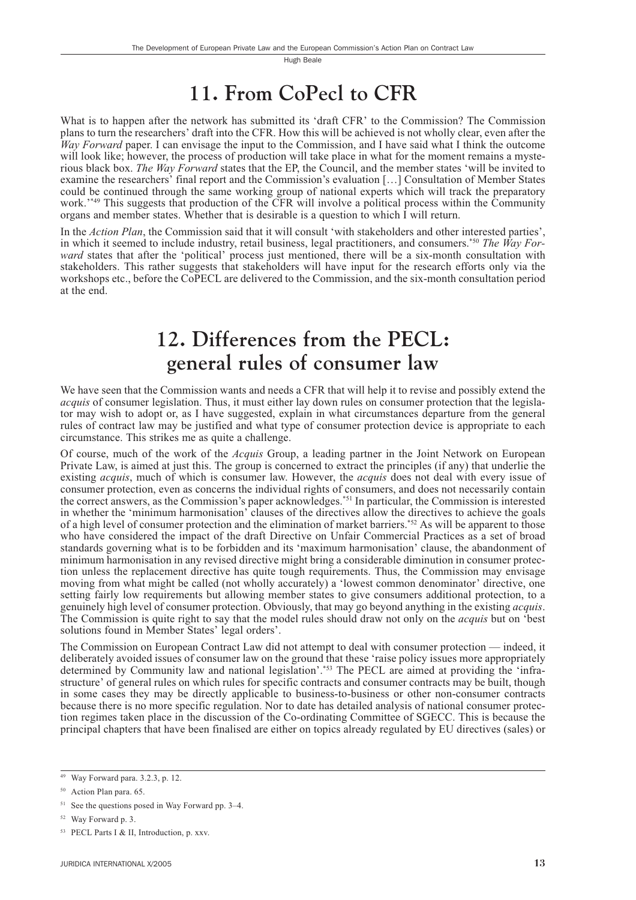## 11. From CoPecl to CFR

What is to happen after the network has submitted its 'draft CFR' to the Commission? The Commission plans to turn the researchers' draft into the CFR. How this will be achieved is not wholly clear, even after the *Way Forward* paper. I can envisage the input to the Commission, and I have said what I think the outcome will look like; however, the process of production will take place in what for the moment remains a mysterious black box. *The Way Forward* states that the EP, the Council, and the member states 'will be invited to examine the researchers' final report and the Commission's evaluation […] Consultation of Member States could be continued through the same working group of national experts which will track the preparatory work.'*[49] This suggests that production of the CFR will involve a political process within the Community organs and member states. Whether that is desirable is a question to which I will return.

In the *Action Plan*, the Commission said that it will consult 'with stakeholders and other interested parties', in which it seemed to include industry, retail business, legal practitioners, and consumers.*[50] *The Way Forward* states that after the 'political' process just mentioned, there will be a six-month consultation with stakeholders. This rather suggests that stakeholders will have input for the research efforts only via the workshops etc., before the CoPECL are delivered to the Commission, and the six-month consultation period at the end.

## 12. Differences from the PECL: general rules of consumer law

We have seen that the Commission wants and needs a CFR that will help it to revise and possibly extend the *acquis* of consumer legislation. Thus, it must either lay down rules on consumer protection that the legislator may wish to adopt or, as I have suggested, explain in what circumstances departure from the general rules of contract law may be justified and what type of consumer protection device is appropriate to each circumstance. This strikes me as quite a challenge.

Of course, much of the work of the *Acquis* Group, a leading partner in the Joint Network on European Private Law, is aimed at just this. The group is concerned to extract the principles (if any) that underlie the existing *acquis*, much of which is consumer law. However, the *acquis* does not deal with every issue of consumer protection, even as concerns the individual rights of consumers, and does not necessarily contain the correct answers, as the Commission's paper acknowledges.*[51] In particular, the Commission is interested in whether the 'minimum harmonisation' clauses of the directives allow the directives to achieve the goals of a high level of consumer protection and the elimination of market barriers.*[52] As will be apparent to those who have considered the impact of the draft Directive on Unfair Commercial Practices as a set of broad standards governing what is to be forbidden and its 'maximum harmonisation' clause, the abandonment of minimum harmonisation in any revised directive might bring a considerable diminution in consumer protection unless the replacement directive has quite tough requirements. Thus, the Commission may envisage moving from what might be called (not wholly accurately) a 'lowest common denominator' directive, one setting fairly low requirements but allowing member states to give consumers additional protection, to a genuinely high level of consumer protection. Obviously, that may go beyond anything in the existing *acquis*. The Commission is quite right to say that the model rules should draw not only on the *acquis* but on 'best solutions found in Member States' legal orders'.

The Commission on European Contract Law did not attempt to deal with consumer protection — indeed, it deliberately avoided issues of consumer law on the ground that these 'raise policy issues more appropriately determined by Community law and national legislation'.*[53] The PECL are aimed at providing the 'infrastructure' of general rules on which rules for specific contracts and consumer contracts may be built, though in some cases they may be directly applicable to business-to-business or other non-consumer contracts because there is no more specific regulation. Nor to date has detailed analysis of national consumer protection regimes taken place in the discussion of the Co-ordinating Committee of SGECC. This is because the principal chapters that have been finalised are either on topics already regulated by EU directives (sales) or

---

[49] Way Forward para. 3.2.3, p. 12.

[50] Action Plan para. 65.

[51] See the questions posed in Way Forward pp. 3–4.

[52] Way Forward p. 3.

[53] PECL Parts I & II, Introduction, p. xxv.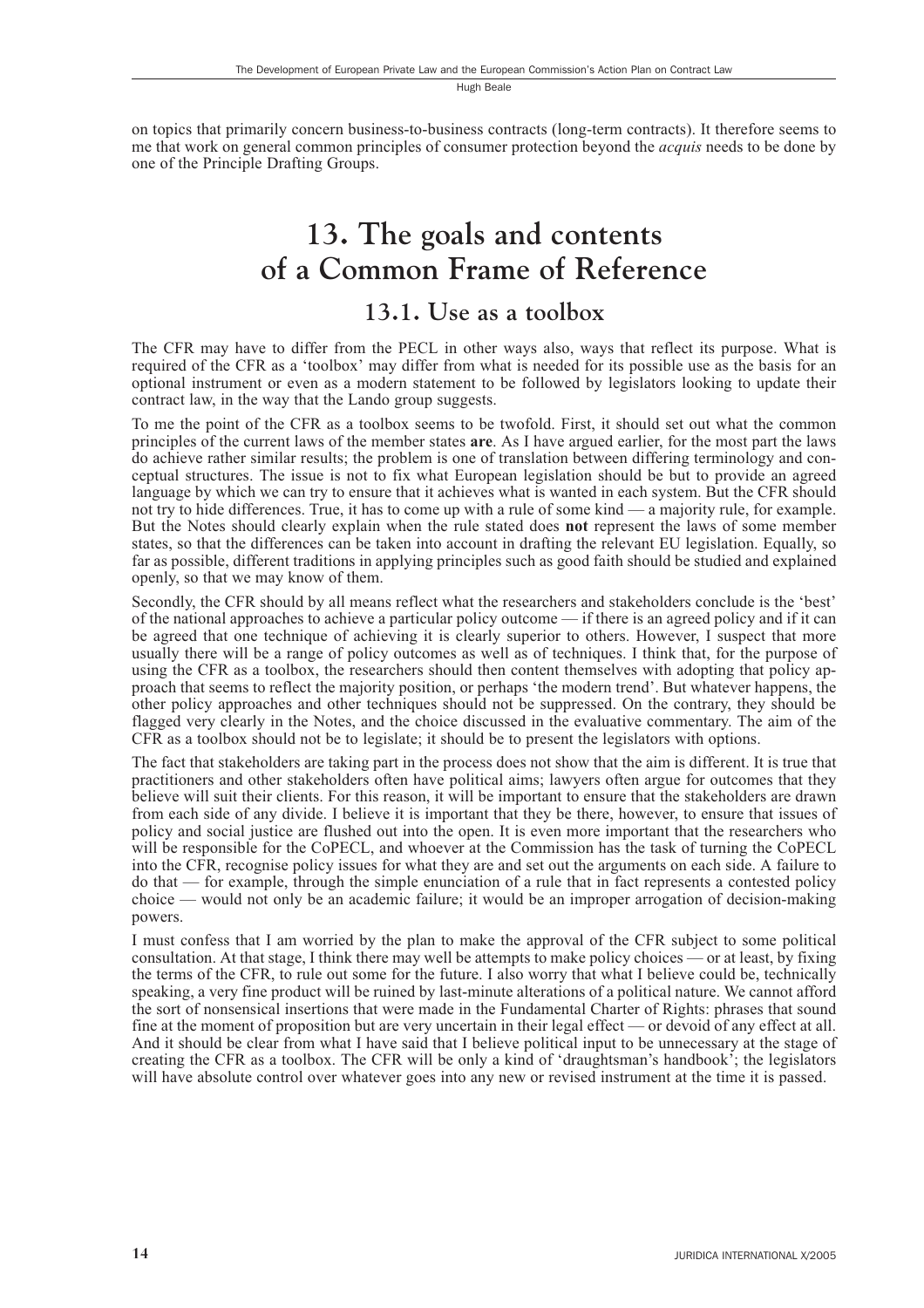on topics that primarily concern business-to-business contracts (long-term contracts). It therefore seems to me that work on general common principles of consumer protection beyond the *acquis* needs to be done by one of the Principle Drafting Groups.

# 13. The goals and contents of a Common Frame of Reference

## 13.1. Use as a toolbox

The CFR may have to differ from the PECL in other ways also, ways that reflect its purpose. What is required of the CFR as a 'toolbox' may differ from what is needed for its possible use as the basis for an optional instrument or even as a modern statement to be followed by legislators looking to update their contract law, in the way that the Lando group suggests.

To me the point of the CFR as a toolbox seems to be twofold. First, it should set out what the common principles of the current laws of the member states **are**. As I have argued earlier, for the most part the laws do achieve rather similar results; the problem is one of translation between differing terminology and conceptual structures. The issue is not to fix what European legislation should be but to provide an agreed language by which we can try to ensure that it achieves what is wanted in each system. But the CFR should not try to hide differences. True, it has to come up with a rule of some kind — a majority rule, for example. But the Notes should clearly explain when the rule stated does **not** represent the laws of some member states, so that the differences can be taken into account in drafting the relevant EU legislation. Equally, so far as possible, different traditions in applying principles such as good faith should be studied and explained openly, so that we may know of them.

Secondly, the CFR should by all means reflect what the researchers and stakeholders conclude is the 'best' of the national approaches to achieve a particular policy outcome — if there is an agreed policy and if it can be agreed that one technique of achieving it is clearly superior to others. However, I suspect that more usually there will be a range of policy outcomes as well as of techniques. I think that, for the purpose of using the CFR as a toolbox, the researchers should then content themselves with adopting that policy approach that seems to reflect the majority position, or perhaps 'the modern trend'. But whatever happens, the other policy approaches and other techniques should not be suppressed. On the contrary, they should be flagged very clearly in the Notes, and the choice discussed in the evaluative commentary. The aim of the CFR as a toolbox should not be to legislate; it should be to present the legislators with options.

The fact that stakeholders are taking part in the process does not show that the aim is different. It is true that practitioners and other stakeholders often have political aims; lawyers often argue for outcomes that they believe will suit their clients. For this reason, it will be important to ensure that the stakeholders are drawn from each side of any divide. I believe it is important that they be there, however, to ensure that issues of policy and social justice are flushed out into the open. It is even more important that the researchers who will be responsible for the CoPECL, and whoever at the Commission has the task of turning the CoPECL into the CFR, recognise policy issues for what they are and set out the arguments on each side. A failure to do that — for example, through the simple enunciation of a rule that in fact represents a contested policy choice — would not only be an academic failure; it would be an improper arrogation of decision-making powers.

I must confess that I am worried by the plan to make the approval of the CFR subject to some political consultation. At that stage, I think there may well be attempts to make policy choices — or at least, by fixing the terms of the CFR, to rule out some for the future. I also worry that what I believe could be, technically speaking, a very fine product will be ruined by last-minute alterations of a political nature. We cannot afford the sort of nonsensical insertions that were made in the Fundamental Charter of Rights: phrases that sound fine at the moment of proposition but are very uncertain in their legal effect — or devoid of any effect at all. And it should be clear from what I have said that I believe political input to be unnecessary at the stage of creating the CFR as a toolbox. The CFR will be only a kind of 'draughtsman's handbook'; the legislators will have absolute control over whatever goes into any new or revised instrument at the time it is passed.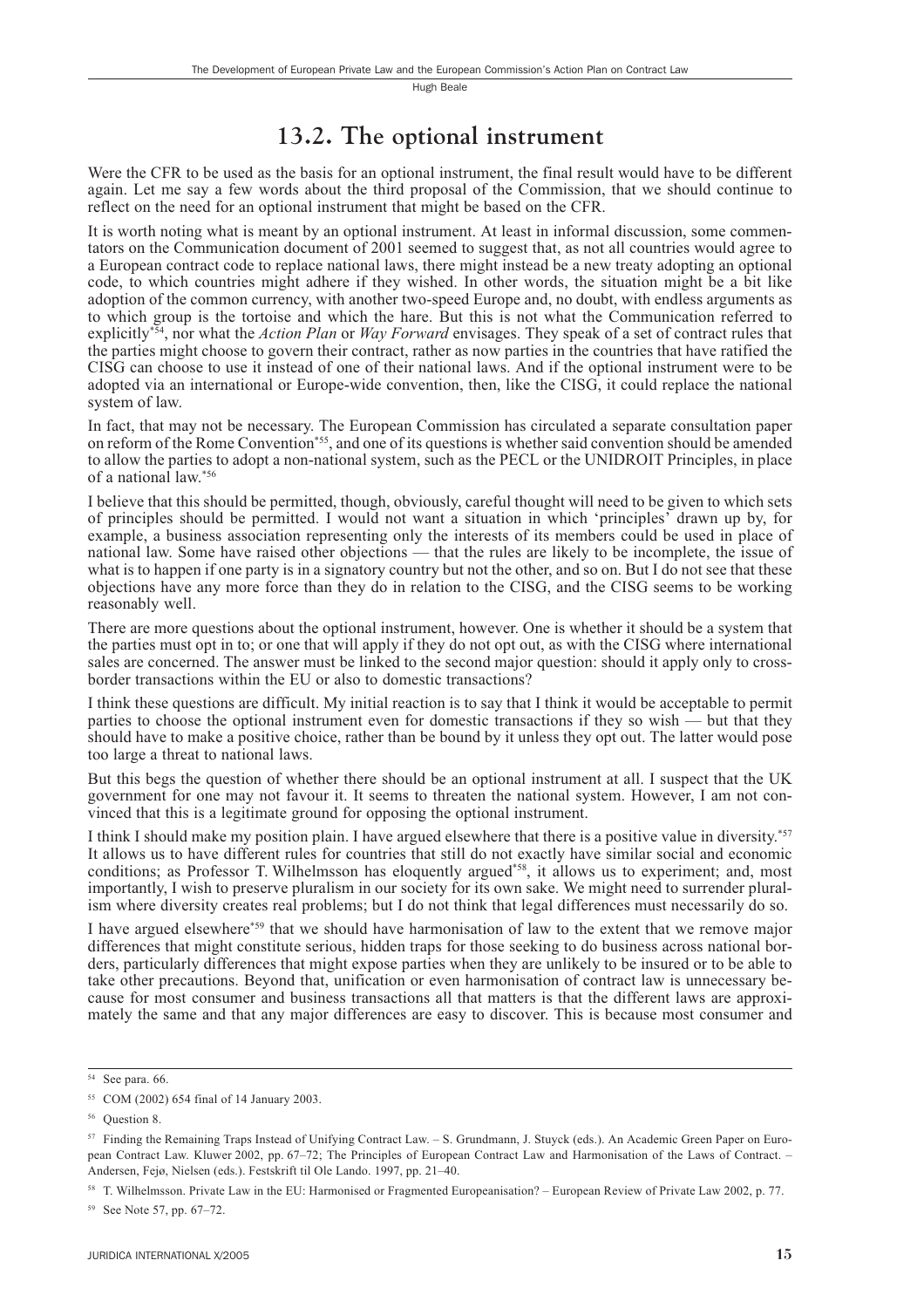## 13.2. The optional instrument

Were the CFR to be used as the basis for an optional instrument, the final result would have to be different again. Let me say a few words about the third proposal of the Commission, that we should continue to reflect on the need for an optional instrument that might be based on the CFR.

It is worth noting what is meant by an optional instrument. At least in informal discussion, some commentators on the Communication document of 2001 seemed to suggest that, as not all countries would agree to a European contract code to replace national laws, there might instead be a new treaty adopting an optional code, to which countries might adhere if they wished. In other words, the situation might be a bit like adoption of the common currency, with another two-speed Europe and, no doubt, with endless arguments as to which group is the tortoise and which the hare. But this is not what the Communication referred to explicitly[*54], nor what the *Action Plan* or *Way Forward* envisages. They speak of a set of contract rules that the parties might choose to govern their contract, rather as now parties in the countries that have ratified the CISG can choose to use it instead of one of their national laws. And if the optional instrument were to be adopted via an international or Europe-wide convention, then, like the CISG, it could replace the national system of law.

In fact, that may not be necessary. The European Commission has circulated a separate consultation paper on reform of the Rome Convention[*55], and one of its questions is whether said convention should be amended to allow the parties to adopt a non-national system, such as the PECL or the UNIDROIT Principles, in place of a national law.[*56]

I believe that this should be permitted, though, obviously, careful thought will need to be given to which sets of principles should be permitted. I would not want a situation in which 'principles' drawn up by, for example, a business association representing only the interests of its members could be used in place of national law. Some have raised other objections — that the rules are likely to be incomplete, the issue of what is to happen if one party is in a signatory country but not the other, and so on. But I do not see that these objections have any more force than they do in relation to the CISG, and the CISG seems to be working reasonably well.

There are more questions about the optional instrument, however. One is whether it should be a system that the parties must opt in to; or one that will apply if they do not opt out, as with the CISG where international sales are concerned. The answer must be linked to the second major question: should it apply only to cross-border transactions within the EU or also to domestic transactions?

I think these questions are difficult. My initial reaction is to say that I think it would be acceptable to permit parties to choose the optional instrument even for domestic transactions if they so wish — but that they should have to make a positive choice, rather than be bound by it unless they opt out. The latter would pose too large a threat to national laws.

But this begs the question of whether there should be an optional instrument at all. I suspect that the UK government for one may not favour it. It seems to threaten the national system. However, I am not convinced that this is a legitimate ground for opposing the optional instrument.

I think I should make my position plain. I have argued elsewhere that there is a positive value in diversity.[*57] It allows us to have different rules for countries that still do not exactly have similar social and economic conditions; as Professor T. Wilhelmsson has eloquently argued[*58], it allows us to experiment; and, most importantly, I wish to preserve pluralism in our society for its own sake. We might need to surrender pluralism where diversity creates real problems; but I do not think that legal differences must necessarily do so.

I have argued elsewhere[*59] that we should have harmonisation of law to the extent that we remove major differences that might constitute serious, hidden traps for those seeking to do business across national borders, particularly differences that might expose parties when they are unlikely to be insured or to be able to take other precautions. Beyond that, unification or even harmonisation of contract law is unnecessary because for most consumer and business transactions all that matters is that the different laws are approximately the same and that any major differences are easy to discover. This is because most consumer and

---

[54] See para. 66.

[55] COM (2002) 654 final of 14 January 2003.

[56] Question 8.

[57] Finding the Remaining Traps Instead of Unifying Contract Law. – S. Grundmann, J. Stuyck (eds.). An Academic Green Paper on European Contract Law. Kluwer 2002, pp. 67–72; The Principles of European Contract Law and Harmonisation of the Laws of Contract. – Andersen, Fejø, Nielsen (eds.). Festskrift til Ole Lando. 1997, pp. 21–40.

[58] T. Wilhelmsson. Private Law in the EU: Harmonised or Fragmented Europeanisation? – European Review of Private Law 2002, p. 77.

[59] See Note 57, pp. 67–72.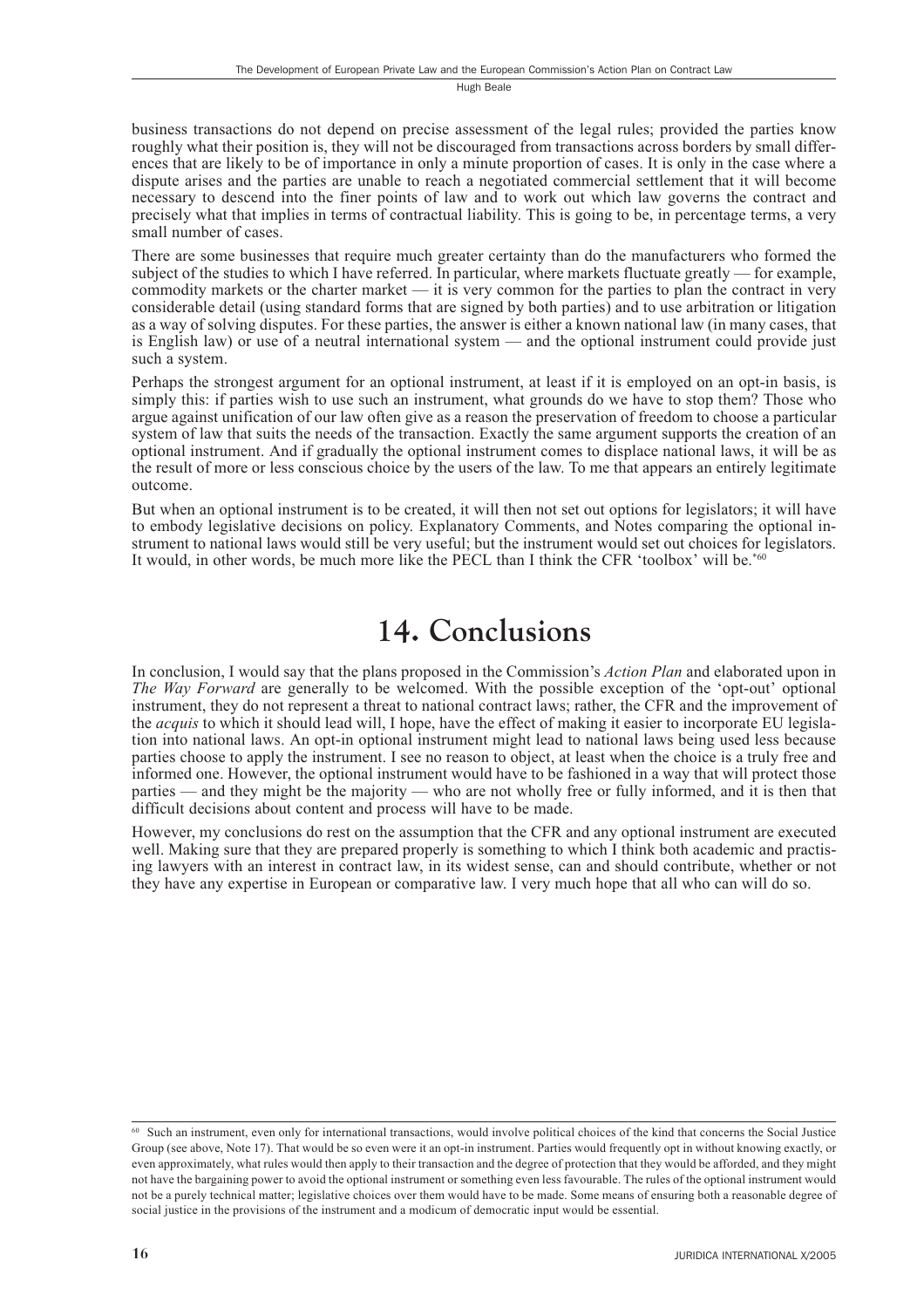business transactions do not depend on precise assessment of the legal rules; provided the parties know roughly what their position is, they will not be discouraged from transactions across borders by small differences that are likely to be of importance in only a minute proportion of cases. It is only in the case where a dispute arises and the parties are unable to reach a negotiated commercial settlement that it will become necessary to descend into the finer points of law and to work out which law governs the contract and precisely what that implies in terms of contractual liability. This is going to be, in percentage terms, a very small number of cases.

There are some businesses that require much greater certainty than do the manufacturers who formed the subject of the studies to which I have referred. In particular, where markets fluctuate greatly — for example, commodity markets or the charter market — it is very common for the parties to plan the contract in very considerable detail (using standard forms that are signed by both parties) and to use arbitration or litigation as a way of solving disputes. For these parties, the answer is either a known national law (in many cases, that is English law) or use of a neutral international system — and the optional instrument could provide just such a system.

Perhaps the strongest argument for an optional instrument, at least if it is employed on an opt-in basis, is simply this: if parties wish to use such an instrument, what grounds do we have to stop them? Those who argue against unification of our law often give as a reason the preservation of freedom to choose a particular system of law that suits the needs of the transaction. Exactly the same argument supports the creation of an optional instrument. And if gradually the optional instrument comes to displace national laws, it will be as the result of more or less conscious choice by the users of the law. To me that appears an entirely legitimate outcome.

But when an optional instrument is to be created, it will then not set out options for legislators; it will have to embody legislative decisions on policy. Explanatory Comments, and Notes comparing the optional instrument to national laws would still be very useful; but the instrument would set out choices for legislators. It would, in other words, be much more like the PECL than I think the CFR 'toolbox' will be.'[60]

# 14. Conclusions

In conclusion, I would say that the plans proposed in the Commission's *Action Plan* and elaborated upon in *The Way Forward* are generally to be welcomed. With the possible exception of the 'opt-out' optional instrument, they do not represent a threat to national contract laws; rather, the CFR and the improvement of the *acquis* to which it should lead will, I hope, have the effect of making it easier to incorporate EU legislation into national laws. An opt-in optional instrument might lead to national laws being used less because parties choose to apply the instrument. I see no reason to object, at least when the choice is a truly free and informed one. However, the optional instrument would have to be fashioned in a way that will protect those parties — and they might be the majority — who are not wholly free or fully informed, and it is then that difficult decisions about content and process will have to be made.

However, my conclusions do rest on the assumption that the CFR and any optional instrument are executed well. Making sure that they are prepared properly is something to which I think both academic and practising lawyers with an interest in contract law, in its widest sense, can and should contribute, whether or not they have any expertise in European or comparative law. I very much hope that all who can will do so.

---

[60] Such an instrument, even only for international transactions, would involve political choices of the kind that concerns the Social Justice Group (see above, Note 17). That would be so even were it an opt-in instrument. Parties would frequently opt in without knowing exactly, or even approximately, what rules would then apply to their transaction and the degree of protection that they would be afforded, and they might not have the bargaining power to avoid the optional instrument or something even less favourable. The rules of the optional instrument would not be a purely technical matter; legislative choices over them would have to be made. Some means of ensuring both a reasonable degree of social justice in the provisions of the instrument and a modicum of democratic input would be essential.